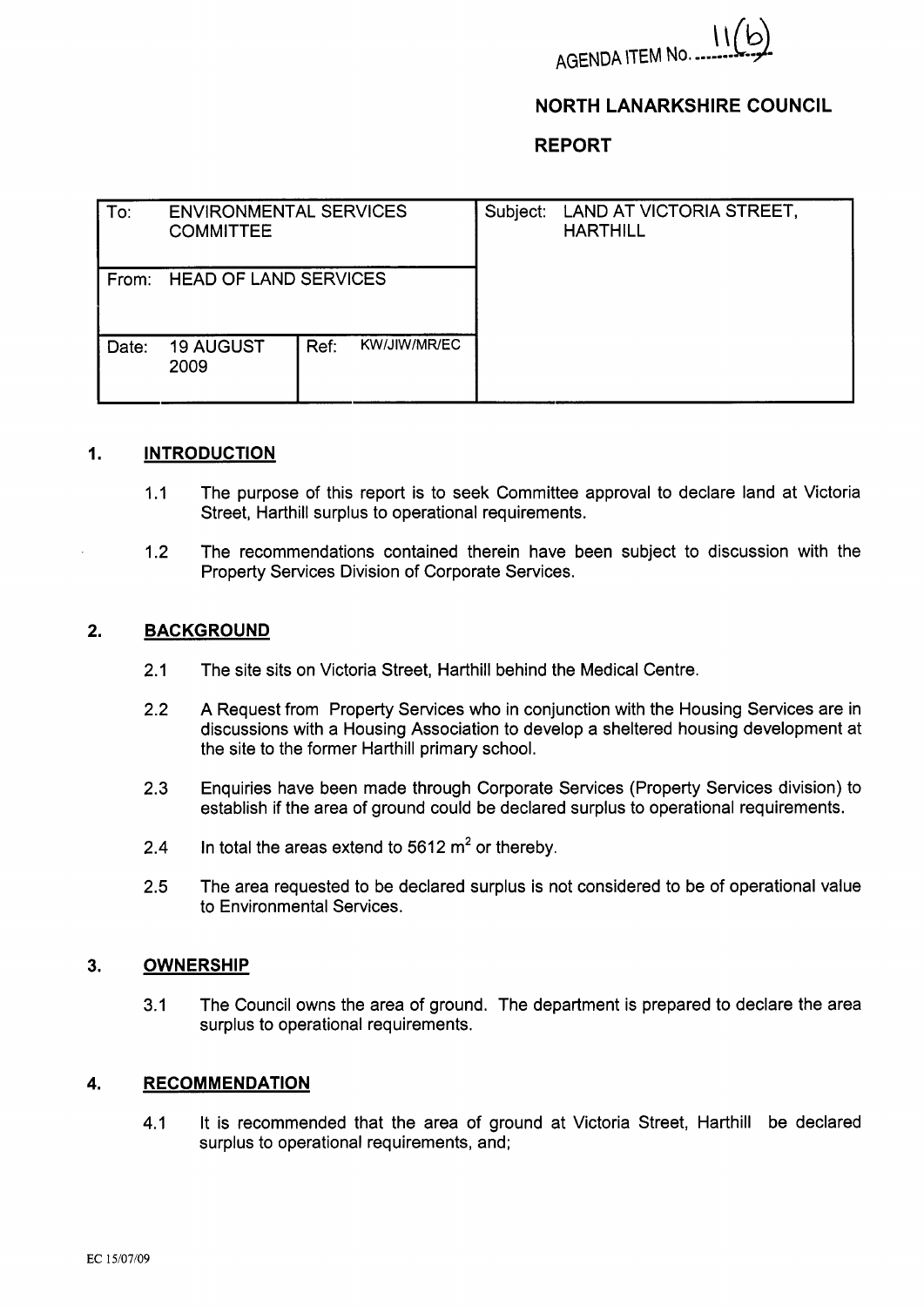AGENDA ITEM No. 11(b)

# NORTH LANARKSHIRE COUNCIL

# REPORT

| To: ENVIRONMENTAL SERVICES COMMITTEE | | Subject: LAND AT VICTORIA STREET, HARTHILL |
|---|---|---|
| From: HEAD OF LAND SERVICES | | |
| Date: 19 AUGUST 2009 | Ref: KW/JIW/MR/EC | |

## 1. INTRODUCTION

1.1 The purpose of this report is to seek Committee approval to declare land at Victoria Street, Harthill surplus to operational requirements.

1.2 The recommendations contained therein have been subject to discussion with the Property Services Division of Corporate Services.

## 2. BACKGROUND

2.1 The site sits on Victoria Street, Harthill behind the Medical Centre.

2.2 A Request from Property Services who in conjunction with the Housing Services are in discussions with a Housing Association to develop a sheltered housing development at the site to the former Harthill primary school.

2.3 Enquiries have been made through Corporate Services (Property Services division) to establish if the area of ground could be declared surplus to operational requirements.

2.4 In total the areas extend to 5612 $m^2$ or thereby.

2.5 The area requested to be declared surplus is not considered to be of operational value to Environmental Services.

## 3. OWNERSHIP

3.1 The Council owns the area of ground. The department is prepared to declare the area surplus to operational requirements.

## 4. RECOMMENDATION

4.1 It is recommended that the area of ground at Victoria Street, Harthill be declared surplus to operational requirements, and;

EC 15/07/09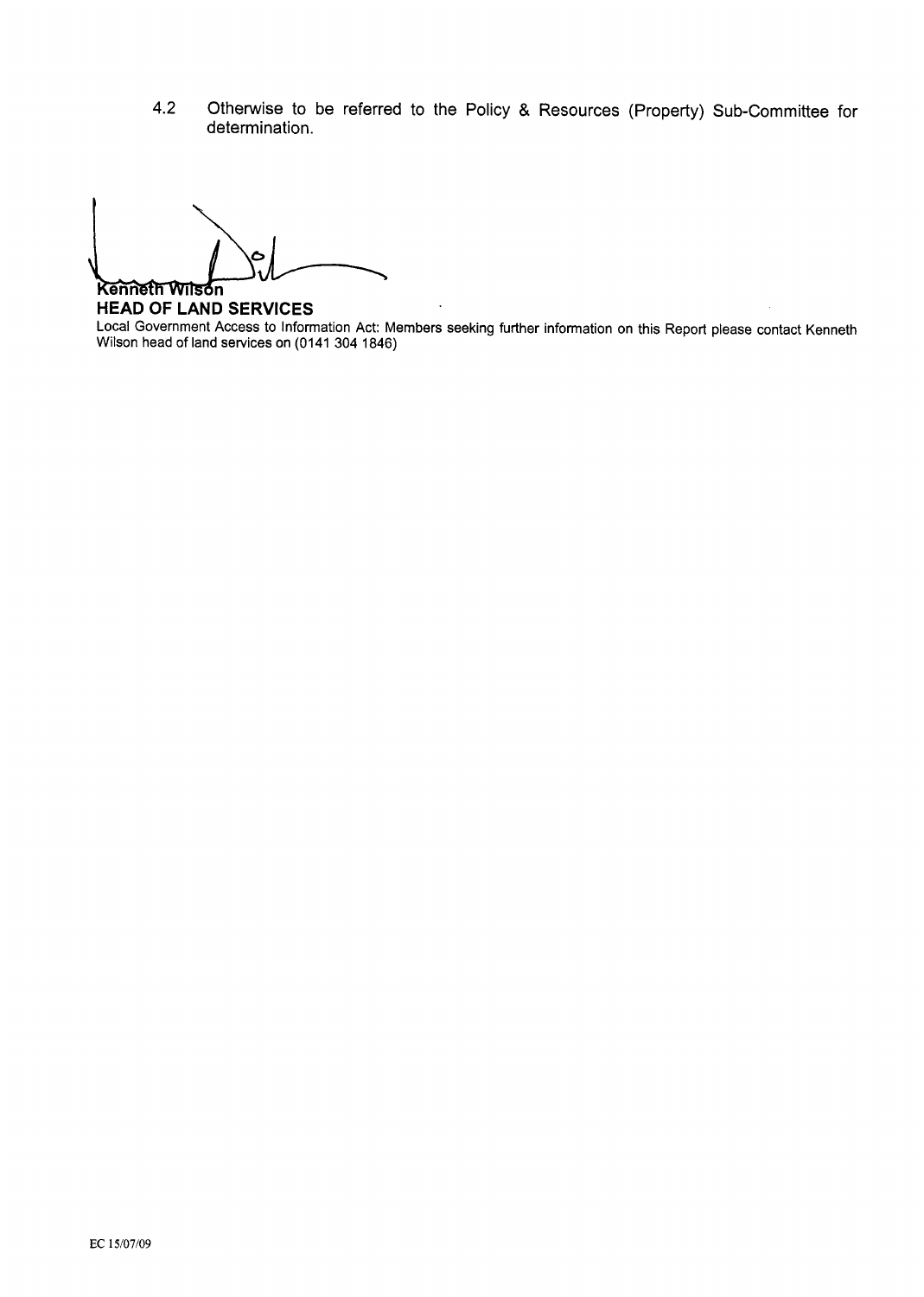4.2 Otherwise to be referred to the Policy & Resources (Property) Sub-Committee for determination.

Kenneth Wilson
**HEAD OF LAND SERVICES**

Local Government Access to Information Act: Members seeking further information on this Report please contact Kenneth Wilson head of land services on (0141 304 1846)

EC 15/07/09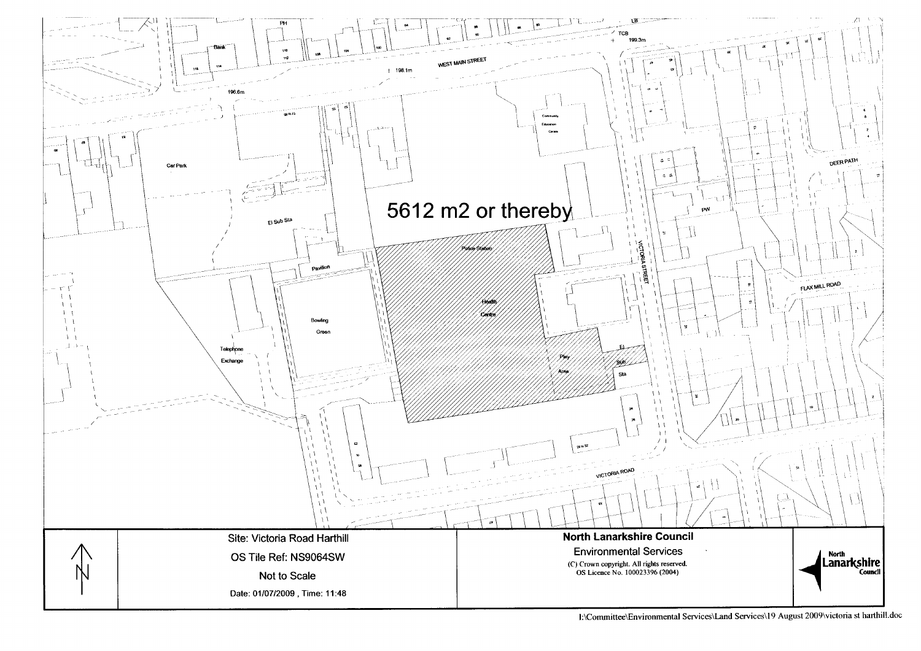5612 m2 or thereby

Site: Victoria Road Harthill

OS Tile Ref: NS9064SW

Not to Scale

Date: 01/07/2009 , Time: 11:48

**North Lanarkshire Council**

Environmental Services

(C) Crown copyright. All rights reserved.
OS Licence No. 100023396 (2004)

I:\Committee\Environmental Services\Land Services\19 August 2009\victoria st harthill.doc